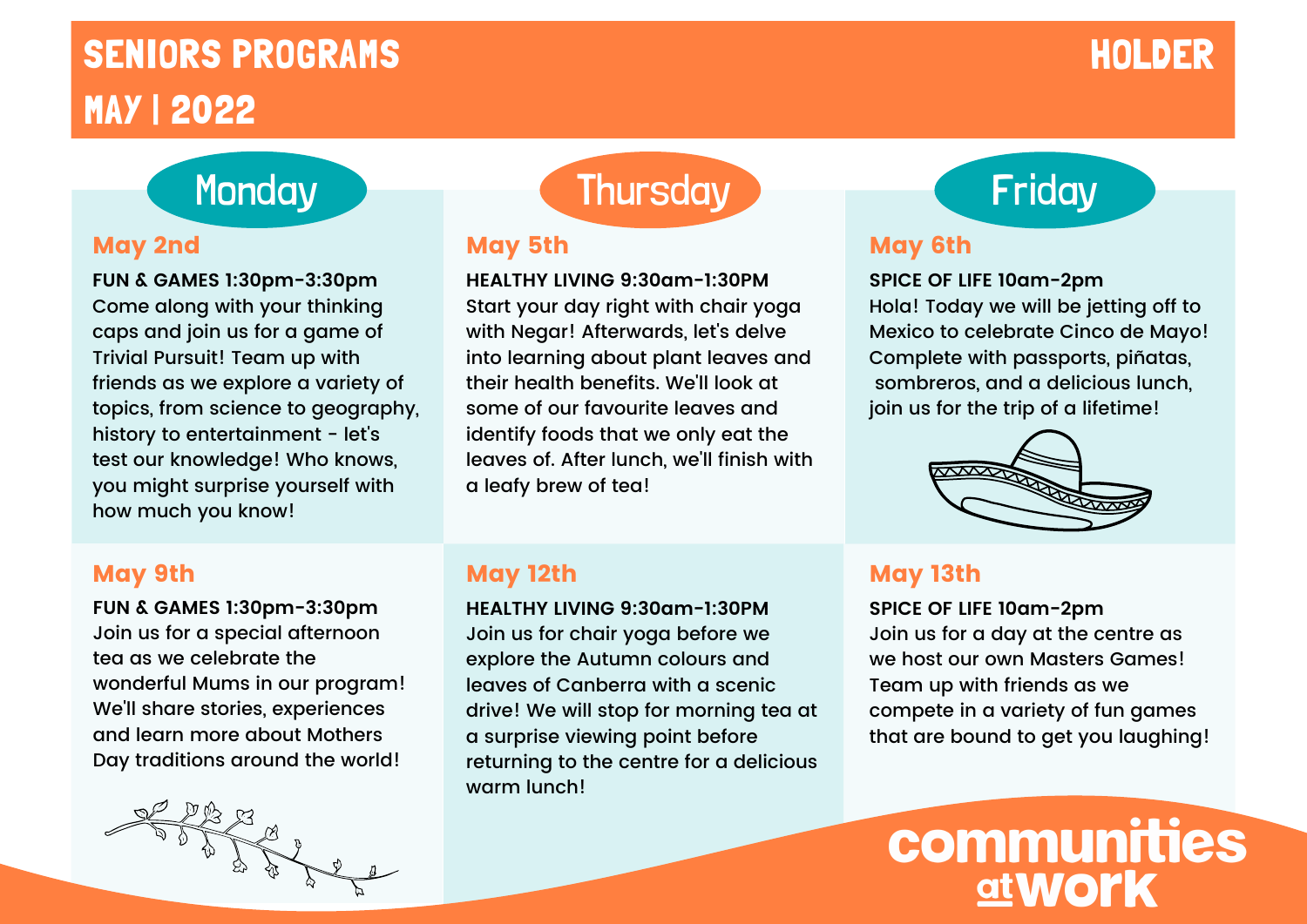# SENIORS PROGRAMS

## MAY | 2022

## HOLDER

## Monday

### May 2nd

**FUN & GAMES 1:30pm-3:30pm**
Come along with your thinking caps and join us for a game of Trivial Pursuit! Team up with friends as we explore a variety of topics, from science to geography, history to entertainment - let's test our knowledge! Who knows, you might surprise yourself with how much you know!

### May 9th

**FUN & GAMES 1:30pm-3:30pm**
Join us for a special afternoon tea as we celebrate the wonderful Mums in our program! We'll share stories, experiences and learn more about Mothers Day traditions around the world!

## Thursday

### May 5th

**HEALTHY LIVING 9:30am-1:30PM**
Start your day right with chair yoga with Negar! Afterwards, let's delve into learning about plant leaves and their health benefits. We'll look at some of our favourite leaves and identify foods that we only eat the leaves of. After lunch, we'll finish with a leafy brew of tea!

### May 12th

**HEALTHY LIVING 9:30am-1:30PM**
Join us for chair yoga before we explore the Autumn colours and leaves of Canberra with a scenic drive! We will stop for morning tea at a surprise viewing point before returning to the centre for a delicious warm lunch!

## Friday

### May 6th

**SPICE OF LIFE 10am-2pm**
Hola! Today we will be jetting off to Mexico to celebrate Cinco de Mayo! Complete with passports, piñatas, sombreros, and a delicious lunch, join us for the trip of a lifetime!

### May 13th

**SPICE OF LIFE 10am-2pm**
Join us for a day at the centre as we host our own Masters Games! Team up with friends as we compete in a variety of fun games that are bound to get you laughing!

communities at work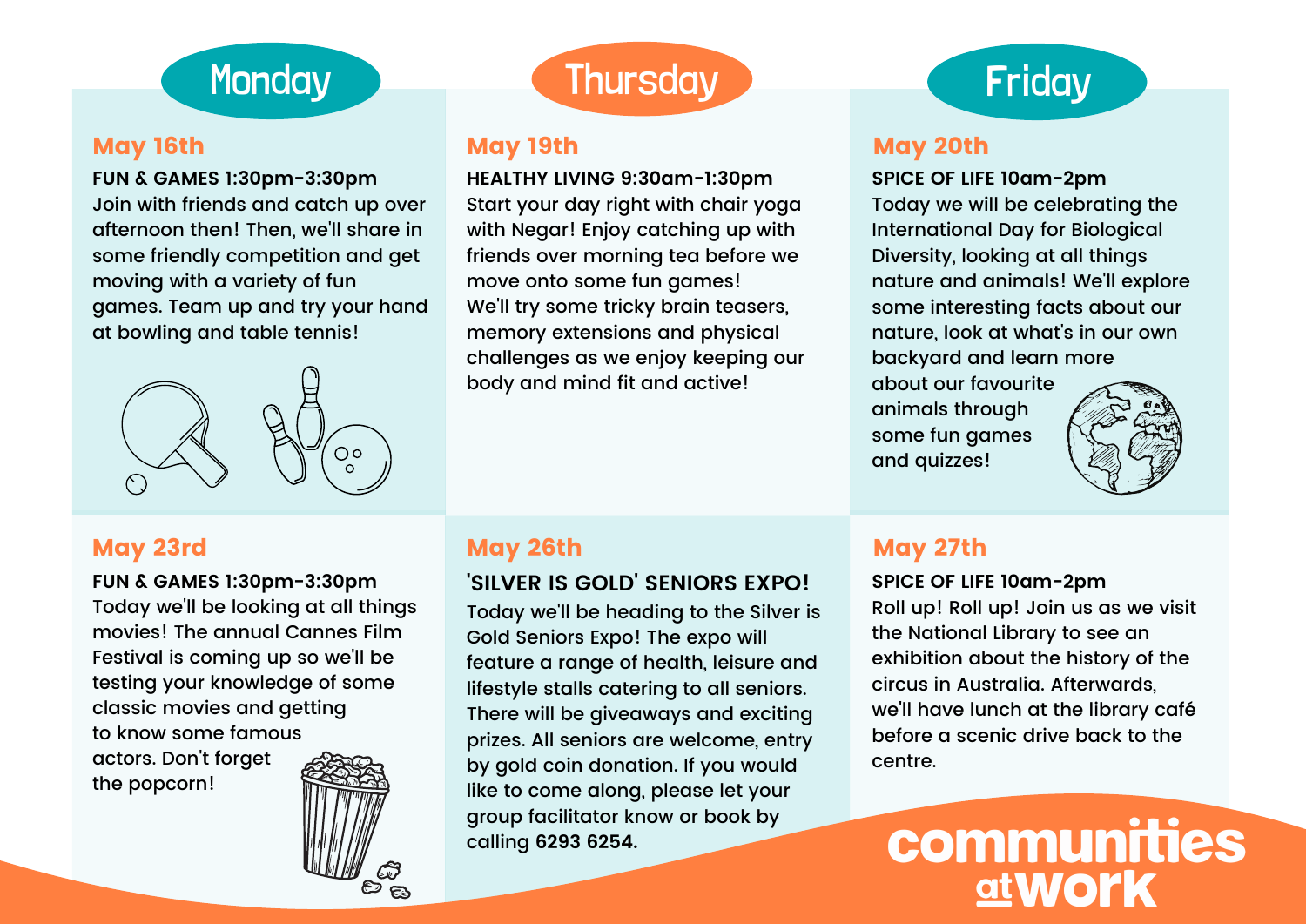## Monday

### May 16th

**FUN & GAMES 1:30pm-3:30pm**

Join with friends and catch up over afternoon then! Then, we'll share in some friendly competition and get moving with a variety of fun games. Team up and try your hand at bowling and table tennis!

### May 23rd

**FUN & GAMES 1:30pm-3:30pm**

Today we'll be looking at all things movies! The annual Cannes Film Festival is coming up so we'll be testing your knowledge of some classic movies and getting to know some famous actors. Don't forget the popcorn!

## Thursday

### May 19th

**HEALTHY LIVING 9:30am-1:30pm**

Start your day right with chair yoga with Negar! Enjoy catching up with friends over morning tea before we move onto some fun games! We'll try some tricky brain teasers, memory extensions and physical challenges as we enjoy keeping our body and mind fit and active!

### May 26th

**'SILVER IS GOLD' SENIORS EXPO!**

Today we'll be heading to the Silver is Gold Seniors Expo! The expo will feature a range of health, leisure and lifestyle stalls catering to all seniors. There will be giveaways and exciting prizes. All seniors are welcome, entry by gold coin donation. If you would like to come along, please let your group facilitator know or book by calling **6293 6254.**

## Friday

### May 20th

**SPICE OF LIFE 10am-2pm**

Today we will be celebrating the International Day for Biological Diversity, looking at all things nature and animals! We'll explore some interesting facts about our nature, look at what's in our own backyard and learn more about our favourite animals through some fun games and quizzes!

### May 27th

**SPICE OF LIFE 10am-2pm**

Roll up! Roll up! Join us as we visit the National Library to see an exhibition about the history of the circus in Australia. Afterwards, we'll have lunch at the library café before a scenic drive back to the centre.

communities at work